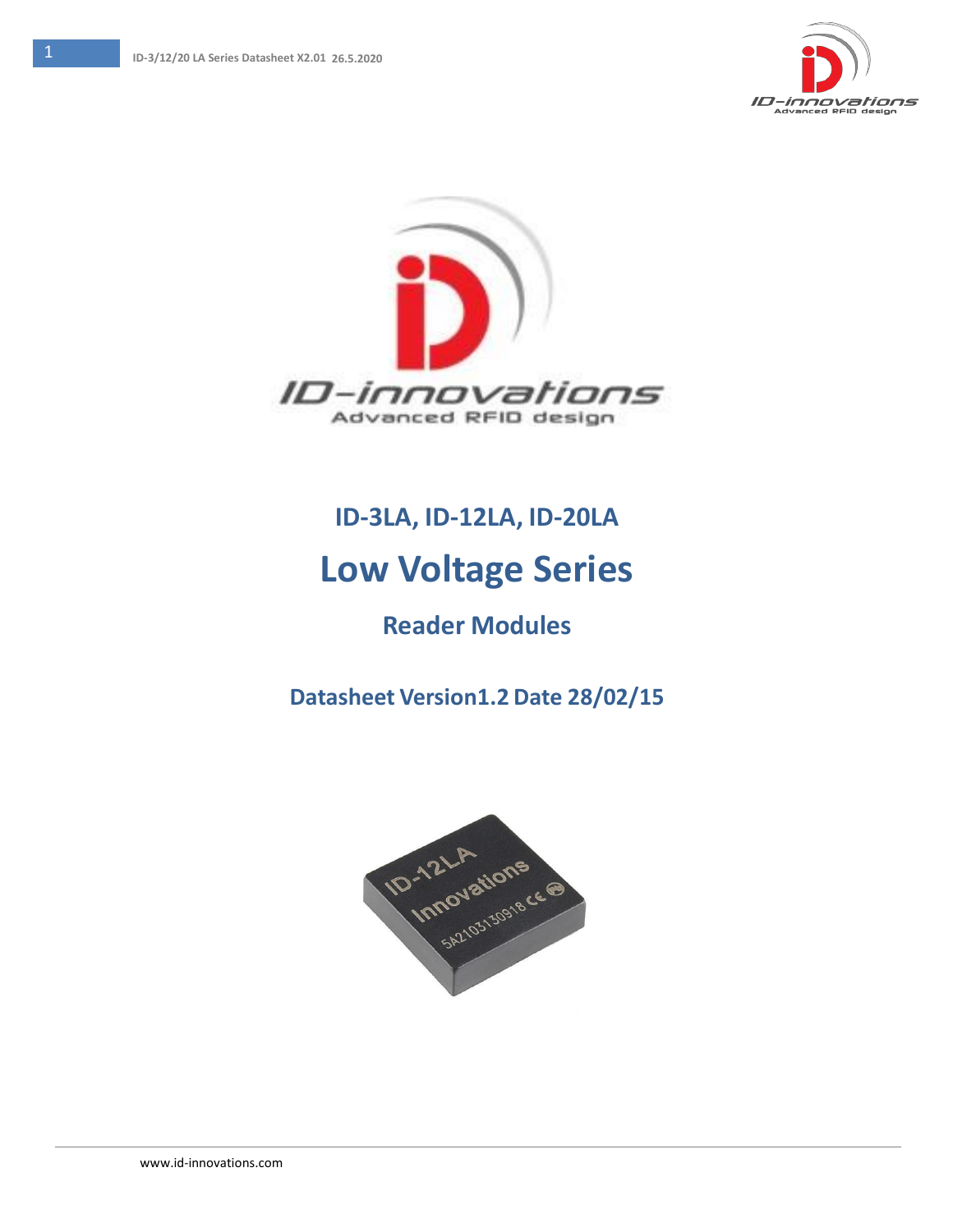## ID-3LA, ID-12LA, ID-20LA

# Low Voltage Series

## Reader Modules

### Datasheet Version1.2 Date 28/02/15

www.id-innovations.com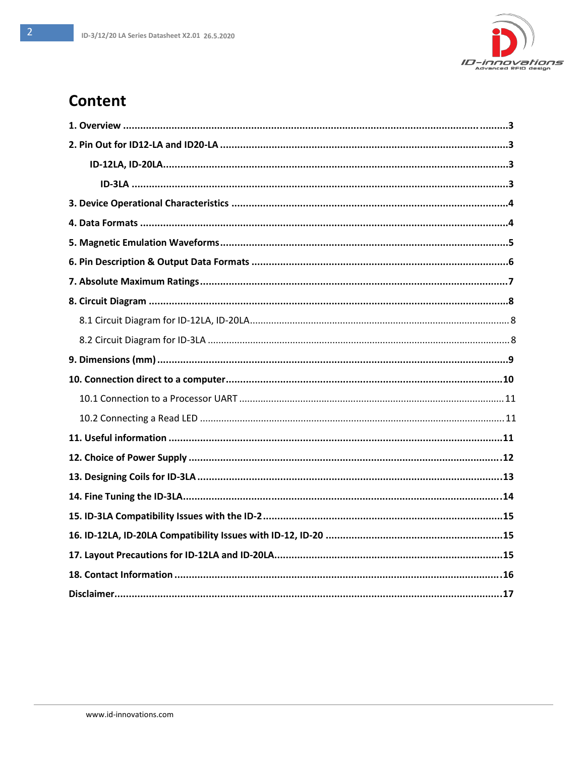# Content

**1. Overview** .......................................................................................................................................... **3**

**2. Pin Out for ID12-LA and ID20-LA** ...................................................................................................... **3**

**ID-12LA, ID-20LA**........................................................................................................................ **3**

**ID-3LA** ...................................................................................................................................... **3**

**3. Device Operational Characteristics** ..................................................................................................... **4**

**4. Data Formats** ..................................................................................................................................... **4**

**5. Magnetic Emulation Waveforms**............................................................................................................. **5**

**6. Pin Description & Output Data Formats** ............................................................................................. **6**

**7. Absolute Maximum Ratings**.................................................................................................................. **7**

**8. Circuit Diagram** ................................................................................................................................. **8**

8.1 Circuit Diagram for ID-12LA, ID-20LA............................................................................................... 8

8.2 Circuit Diagram for ID-3LA ................................................................................................................ 8

**9. Dimensions (mm)** ................................................................................................................................ **9**

**10. Connection direct to a computer**....................................................................................................... **10**

10.1 Connection to a Processor UART ..................................................................................................... 11

10.2 Connecting a Read LED .................................................................................................................... 11

**11. Useful information** ........................................................................................................................... **11**

**12. Choice of Power Supply** ..................................................................................................................... **12**

**13. Designing Coils for ID-3LA** ................................................................................................................ **13**

**14. Fine Tuning the ID-3LA**...................................................................................................................... **14**

**15. ID-3LA Compatibility Issues with the ID-2**.......................................................................................... **15**

**16. ID-12LA, ID-20LA Compatibility Issues with ID-12, ID-20** ................................................................ **15**

**17. Layout Precautions for ID-12LA and ID-20LA**...................................................................................... **15**

**18. Contact Information** .......................................................................................................................... **16**

**Disclaimer**............................................................................................................................................... **17**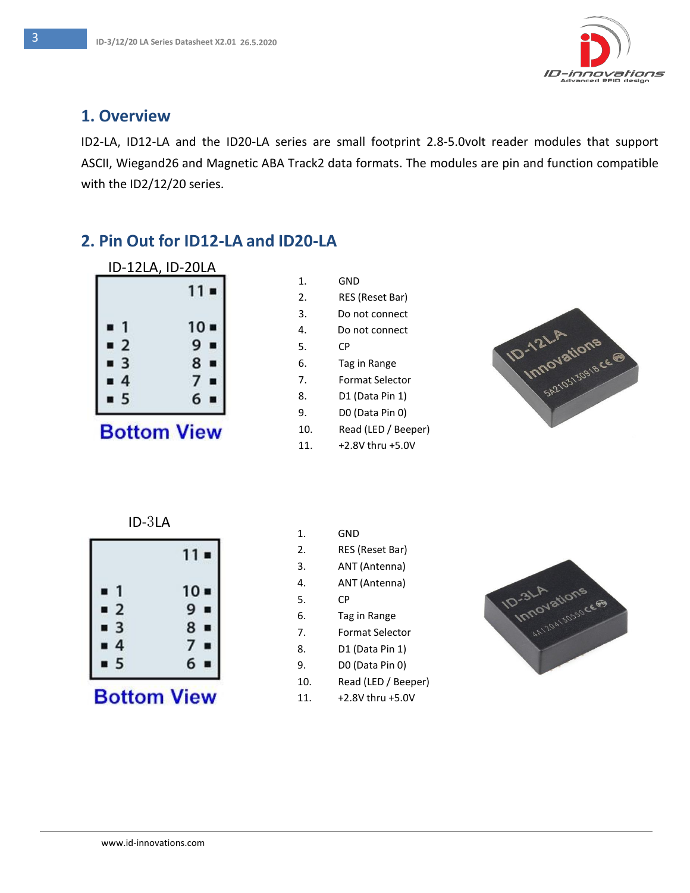## 1. Overview

ID2-LA, ID12-LA and the ID20-LA series are small footprint 2.8-5.0volt reader modules that support ASCII, Wiegand26 and Magnetic ABA Track2 data formats. The modules are pin and function compatible with the ID2/12/20 series.

## 2. Pin Out for ID12-LA and ID20-LA

ID-12LA, ID-20LA

Bottom View

1. GND
2. RES (Reset Bar)
3. Do not connect
4. Do not connect
5. CP
6. Tag in Range
7. Format Selector
8. D1 (Data Pin 1)
9. D0 (Data Pin 0)
10. Read (LED / Beeper)
11. +2.8V thru +5.0V

ID-3LA

Bottom View

1. GND
2. RES (Reset Bar)
3. ANT (Antenna)
4. ANT (Antenna)
5. CP
6. Tag in Range
7. Format Selector
8. D1 (Data Pin 1)
9. D0 (Data Pin 0)
10. Read (LED / Beeper)
11. +2.8V thru +5.0V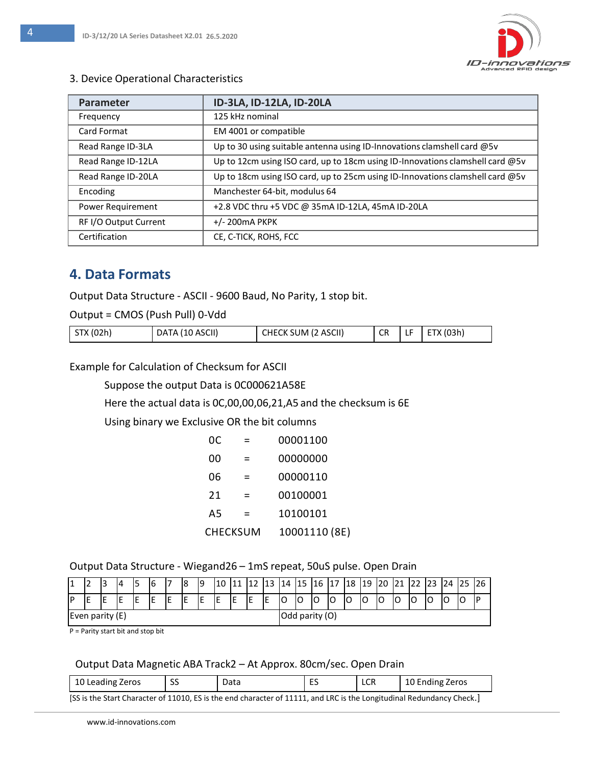3. Device Operational Characteristics

| Parameter | ID-3LA, ID-12LA, ID-20LA |
|---|---|
| Frequency | 125 kHz nominal |
| Card Format | EM 4001 or compatible |
| Read Range ID-3LA | Up to 30 using suitable antenna using ID-Innovations clamshell card @5v |
| Read Range ID-12LA | Up to 12cm using ISO card, up to 18cm using ID-Innovations clamshell card @5v |
| Read Range ID-20LA | Up to 18cm using ISO card, up to 25cm using ID-Innovations clamshell card @5v |
| Encoding | Manchester 64-bit, modulus 64 |
| Power Requirement | +2.8 VDC thru +5 VDC @ 35mA ID-12LA, 45mA ID-20LA |
| RF I/O Output Current | +/- 200mA PKPK |
| Certification | CE, C-TICK, ROHS, FCC |

## 4. Data Formats

Output Data Structure - ASCII - 9600 Baud, No Parity, 1 stop bit.

Output = CMOS (Push Pull) 0-Vdd

| STX (02h) | DATA (10 ASCII) | CHECK SUM (2 ASCII) | CR | LF | ETX (03h) |
|---|---|---|---|---|---|

Example for Calculation of Checksum for ASCII

Suppose the output Data is 0C000621A58E

Here the actual data is 0C,00,00,06,21,A5 and the checksum is 6E

Using binary we Exclusive OR the bit columns

| | | |
|---|---|---|
| 0C | = | 00001100 |
| 00 | = | 00000000 |
| 06 | = | 00000110 |
| 21 | = | 00100001 |
| A5 | = | 10100101 |
| CHECKSUM | | 10001110 (8E) |

Output Data Structure - Wiegand26 – 1mS repeat, 50uS pulse. Open Drain

| 1 | 2 | 3 | 4 | 5 | 6 | 7 | 8 | 9 | 10 | 11 | 12 | 13 | 14 | 15 | 16 | 17 | 18 | 19 | 20 | 21 | 22 | 23 | 24 | 25 | 26 |
|---|---|---|---|---|---|---|---|---|---|---|---|---|---|---|---|---|---|---|---|---|---|---|---|---|---|
| P | E | E | E | E | E | E | E | E | E | E | E | E | O | O | O | O | O | O | O | O | O | O | O | O | P |
| Even parity (E) | | | | | | | | | | | | | Odd parity (O) | | | | | | | | | | | | |

P = Parity start bit and stop bit

Output Data Magnetic ABA Track2 – At Approx. 80cm/sec. Open Drain

| 10 Leading Zeros | SS | Data | ES | LCR | 10 Ending Zeros |
|---|---|---|---|---|---|

[SS is the Start Character of 11010, ES is the end character of 11111, and LRC is the Longitudinal Redundancy Check.]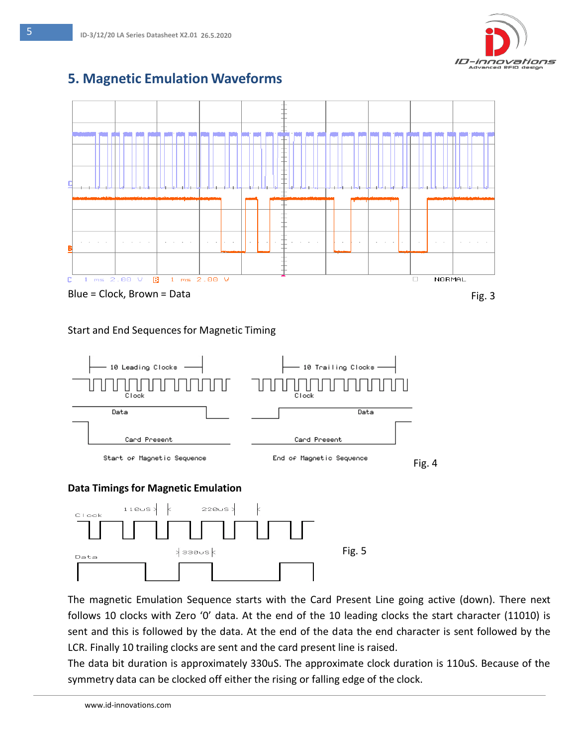# 5. Magnetic Emulation Waveforms

Blue = Clock, Brown = Data

Fig. 3

Start and End Sequences for Magnetic Timing

Fig. 4

**Data Timings for Magnetic Emulation**

Fig. 5

The magnetic Emulation Sequence starts with the Card Present Line going active (down). There next follows 10 clocks with Zero '0' data. At the end of the 10 leading clocks the start character (11010) is sent and this is followed by the data. At the end of the data the end character is sent followed by the LCR. Finally 10 trailing clocks are sent and the card present line is raised.

The data bit duration is approximately 330uS. The approximate clock duration is 110uS. Because of the symmetry data can be clocked off either the rising or falling edge of the clock.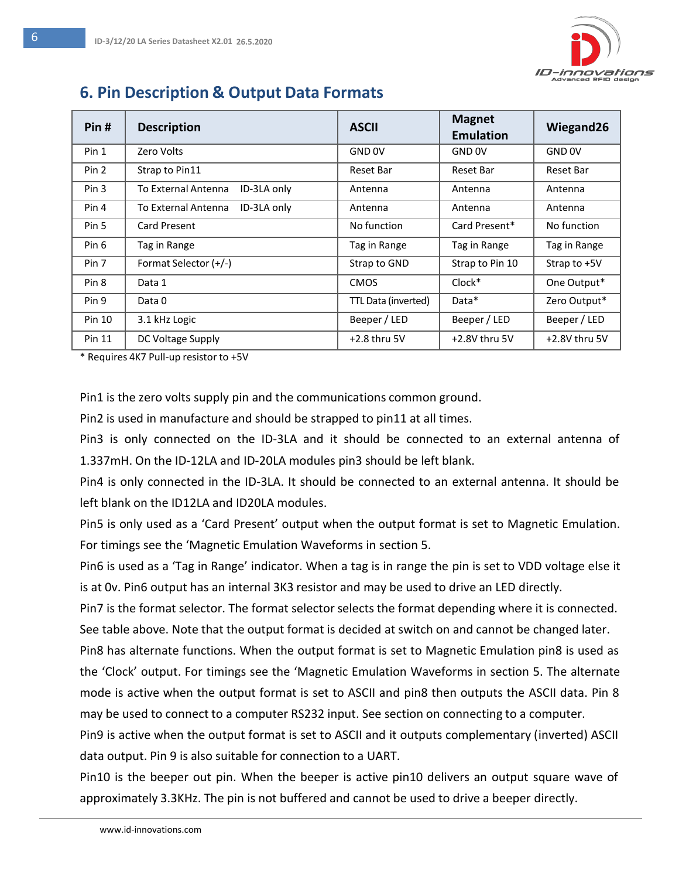## 6. Pin Description & Output Data Formats

| Pin # | Description | ASCII | Magnet Emulation | Wiegand26 |
|---|---|---|---|---|
| Pin 1 | Zero Volts | GND 0V | GND 0V | GND 0V |
| Pin 2 | Strap to Pin11 | Reset Bar | Reset Bar | Reset Bar |
| Pin 3 | To External Antenna ID-3LA only | Antenna | Antenna | Antenna |
| Pin 4 | To External Antenna ID-3LA only | Antenna | Antenna | Antenna |
| Pin 5 | Card Present | No function | Card Present* | No function |
| Pin 6 | Tag in Range | Tag in Range | Tag in Range | Tag in Range |
| Pin 7 | Format Selector (+/-) | Strap to GND | Strap to Pin 10 | Strap to +5V |
| Pin 8 | Data 1 | CMOS | Clock* | One Output* |
| Pin 9 | Data 0 | TTL Data (inverted) | Data* | Zero Output* |
| Pin 10 | 3.1 kHz Logic | Beeper / LED | Beeper / LED | Beeper / LED |
| Pin 11 | DC Voltage Supply | +2.8 thru 5V | +2.8V thru 5V | +2.8V thru 5V |

* Requires 4K7 Pull-up resistor to +5V

Pin1 is the zero volts supply pin and the communications common ground.

Pin2 is used in manufacture and should be strapped to pin11 at all times.

Pin3 is only connected on the ID-3LA and it should be connected to an external antenna of 1.337mH. On the ID-12LA and ID-20LA modules pin3 should be left blank.

Pin4 is only connected in the ID-3LA. It should be connected to an external antenna. It should be left blank on the ID12LA and ID20LA modules.

Pin5 is only used as a 'Card Present' output when the output format is set to Magnetic Emulation. For timings see the 'Magnetic Emulation Waveforms in section 5.

Pin6 is used as a 'Tag in Range' indicator. When a tag is in range the pin is set to VDD voltage else it is at 0v. Pin6 output has an internal 3K3 resistor and may be used to drive an LED directly.

Pin7 is the format selector. The format selector selects the format depending where it is connected. See table above. Note that the output format is decided at switch on and cannot be changed later.

Pin8 has alternate functions. When the output format is set to Magnetic Emulation pin8 is used as the 'Clock' output. For timings see the 'Magnetic Emulation Waveforms in section 5. The alternate mode is active when the output format is set to ASCII and pin8 then outputs the ASCII data. Pin 8 may be used to connect to a computer RS232 input. See section on connecting to a computer.

Pin9 is active when the output format is set to ASCII and it outputs complementary (inverted) ASCII data output. Pin 9 is also suitable for connection to a UART.

Pin10 is the beeper out pin. When the beeper is active pin10 delivers an output square wave of approximately 3.3KHz. The pin is not buffered and cannot be used to drive a beeper directly.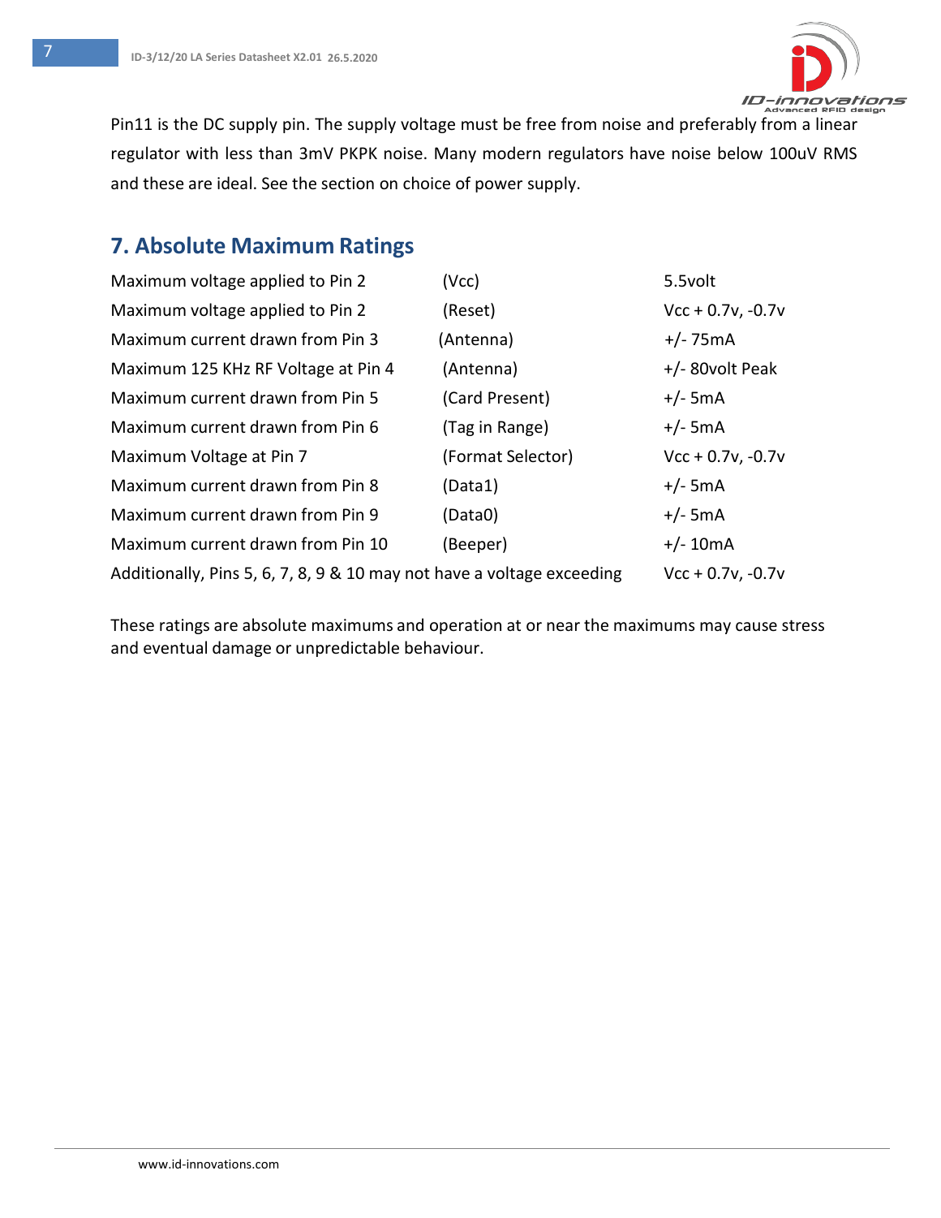Pin11 is the DC supply pin. The supply voltage must be free from noise and preferably from a linear regulator with less than 3mV PKPK noise. Many modern regulators have noise below 100uV RMS and these are ideal. See the section on choice of power supply.

## 7. Absolute Maximum Ratings

| | | |
|---|---|---|
| Maximum voltage applied to Pin 2 | (Vcc) | 5.5volt |
| Maximum voltage applied to Pin 2 | (Reset) | Vcc + 0.7v, -0.7v |
| Maximum current drawn from Pin 3 | (Antenna) | +/- 75mA |
| Maximum 125 KHz RF Voltage at Pin 4 | (Antenna) | +/- 80volt Peak |
| Maximum current drawn from Pin 5 | (Card Present) | +/- 5mA |
| Maximum current drawn from Pin 6 | (Tag in Range) | +/- 5mA |
| Maximum Voltage at Pin 7 | (Format Selector) | Vcc + 0.7v, -0.7v |
| Maximum current drawn from Pin 8 | (Data1) | +/- 5mA |
| Maximum current drawn from Pin 9 | (Data0) | +/- 5mA |
| Maximum current drawn from Pin 10 | (Beeper) | +/- 10mA |
| Additionally, Pins 5, 6, 7, 8, 9 & 10 may not have a voltage exceeding | | Vcc + 0.7v, -0.7v |

These ratings are absolute maximums and operation at or near the maximums may cause stress and eventual damage or unpredictable behaviour.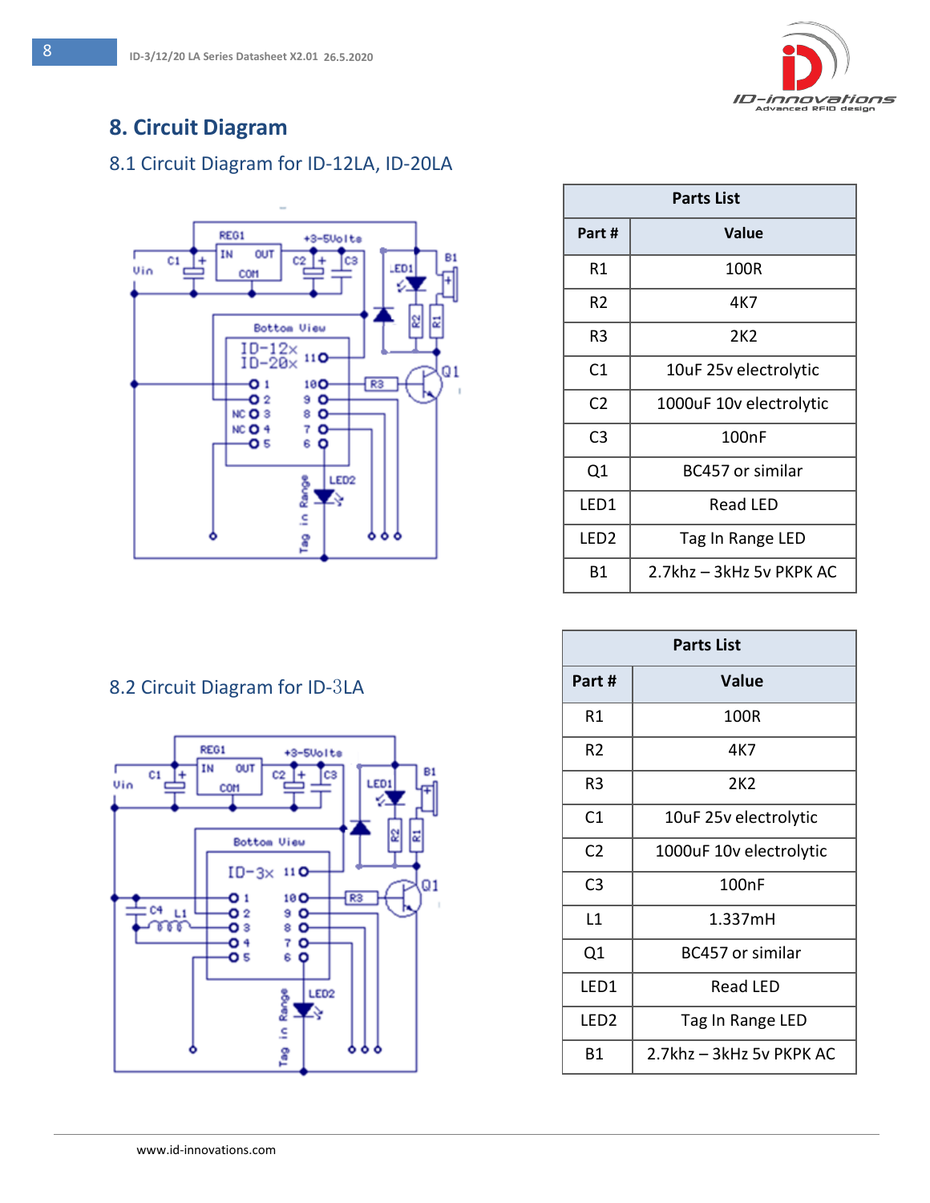# 8. Circuit Diagram

## 8.1 Circuit Diagram for ID-12LA, ID-20LA

| Parts List | |
|---|---|
| **Part #** | **Value** |
| R1 | 100R |
| R2 | 4K7 |
| R3 | 2K2 |
| C1 | 10uF 25v electrolytic |
| C2 | 1000uF 10v electrolytic |
| C3 | 100nF |
| Q1 | BC457 or similar |
| LED1 | Read LED |
| LED2 | Tag In Range LED |
| B1 | 2.7khz – 3kHz 5v PKPK AC |

## 8.2 Circuit Diagram for ID-3LA

| Parts List | |
|---|---|
| **Part #** | **Value** |
| R1 | 100R |
| R2 | 4K7 |
| R3 | 2K2 |
| C1 | 10uF 25v electrolytic |
| C2 | 1000uF 10v electrolytic |
| C3 | 100nF |
| L1 | 1.337mH |
| Q1 | BC457 or similar |
| LED1 | Read LED |
| LED2 | Tag In Range LED |
| B1 | 2.7khz – 3kHz 5v PKPK AC |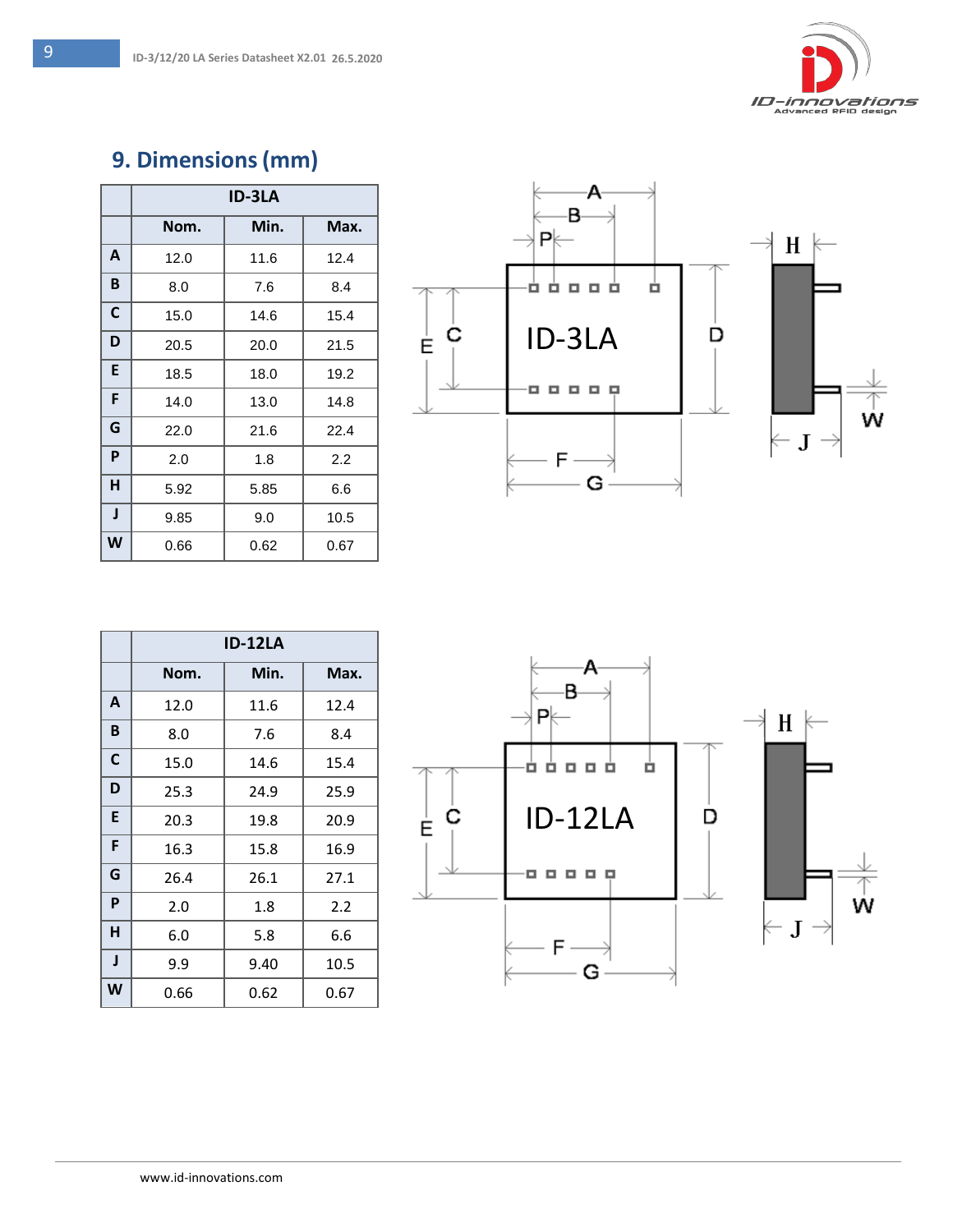## 9. Dimensions (mm)

| | ID-3LA | | |
|---|---|---|---|
| | Nom. | Min. | Max. |
| A | 12.0 | 11.6 | 12.4 |
| B | 8.0 | 7.6 | 8.4 |
| C | 15.0 | 14.6 | 15.4 |
| D | 20.5 | 20.0 | 21.5 |
| E | 18.5 | 18.0 | 19.2 |
| F | 14.0 | 13.0 | 14.8 |
| G | 22.0 | 21.6 | 22.4 |
| P | 2.0 | 1.8 | 2.2 |
| H | 5.92 | 5.85 | 6.6 |
| J | 9.85 | 9.0 | 10.5 |
| W | 0.66 | 0.62 | 0.67 |

| | ID-12LA | | |
|---|---|---|---|
| | Nom. | Min. | Max. |
| A | 12.0 | 11.6 | 12.4 |
| B | 8.0 | 7.6 | 8.4 |
| C | 15.0 | 14.6 | 15.4 |
| D | 25.3 | 24.9 | 25.9 |
| E | 20.3 | 19.8 | 20.9 |
| F | 16.3 | 15.8 | 16.9 |
| G | 26.4 | 26.1 | 27.1 |
| P | 2.0 | 1.8 | 2.2 |
| H | 6.0 | 5.8 | 6.6 |
| J | 9.9 | 9.40 | 10.5 |
| W | 0.66 | 0.62 | 0.67 |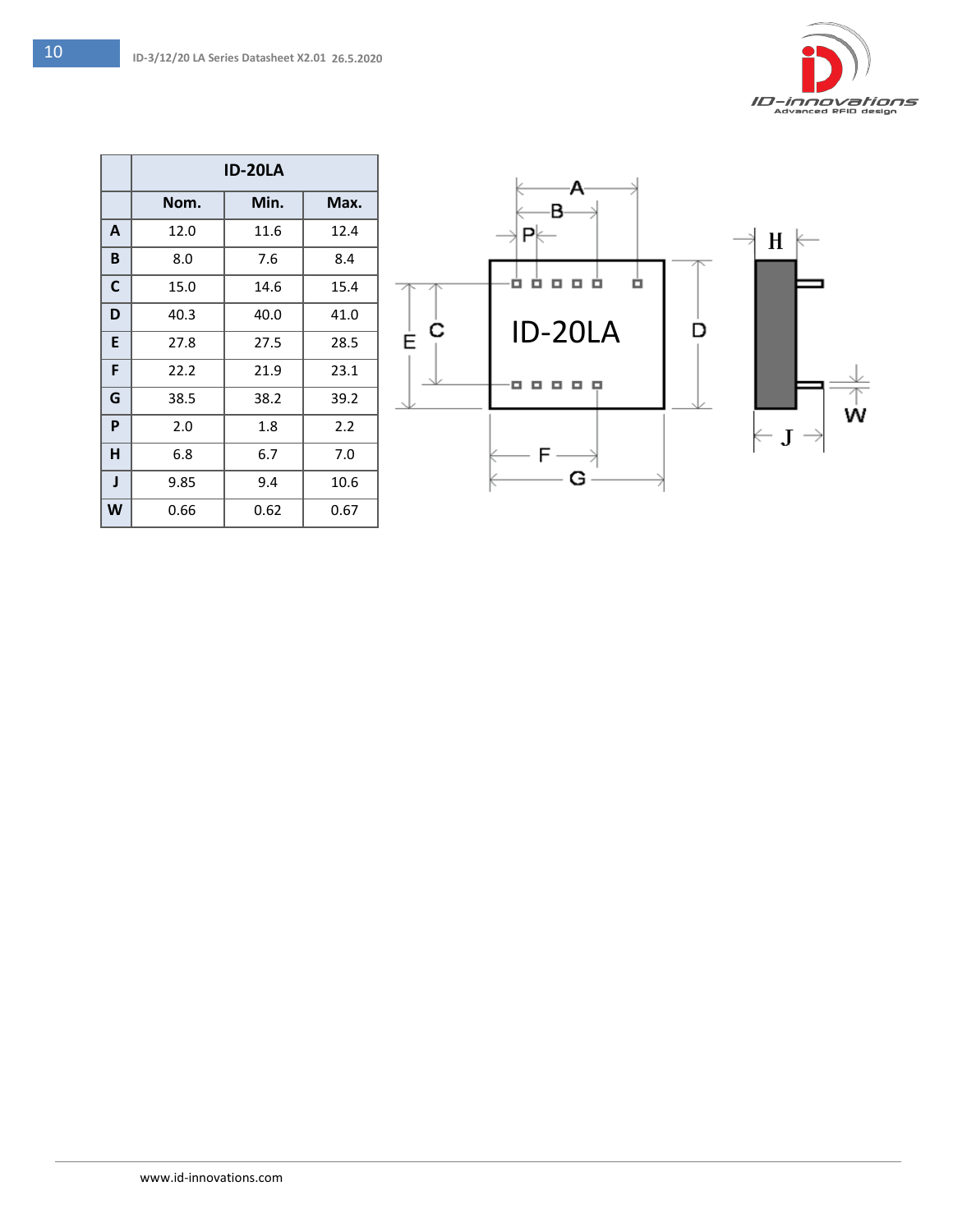| | ID-20LA | | |
|---|---|---|---|
| | Nom. | Min. | Max. |
| A | 12.0 | 11.6 | 12.4 |
| B | 8.0 | 7.6 | 8.4 |
| C | 15.0 | 14.6 | 15.4 |
| D | 40.3 | 40.0 | 41.0 |
| E | 27.8 | 27.5 | 28.5 |
| F | 22.2 | 21.9 | 23.1 |
| G | 38.5 | 38.2 | 39.2 |
| P | 2.0 | 1.8 | 2.2 |
| H | 6.8 | 6.7 | 7.0 |
| J | 9.85 | 9.4 | 10.6 |
| W | 0.66 | 0.62 | 0.67 |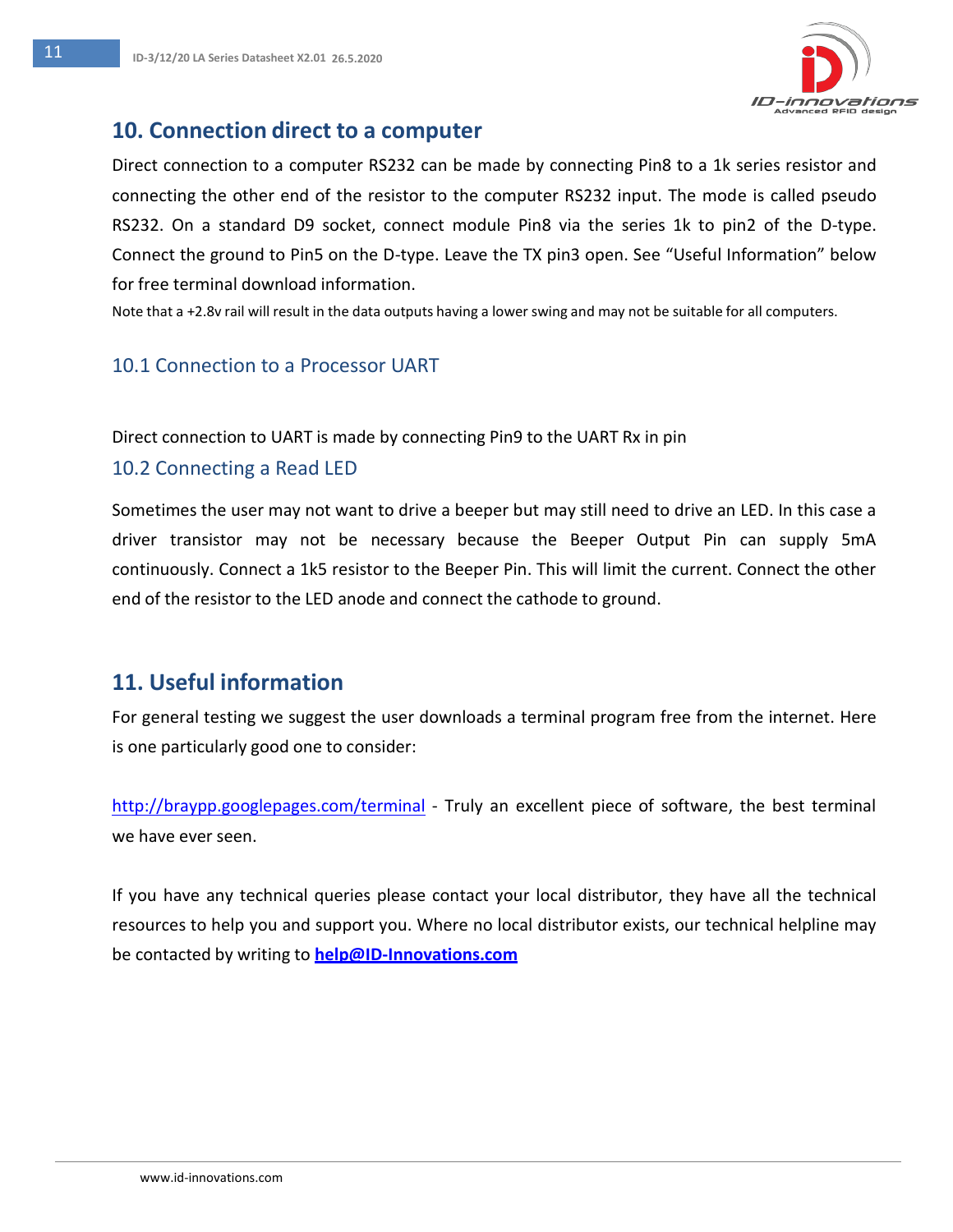## 10. Connection direct to a computer

Direct connection to a computer RS232 can be made by connecting Pin8 to a 1k series resistor and connecting the other end of the resistor to the computer RS232 input. The mode is called pseudo RS232. On a standard D9 socket, connect module Pin8 via the series 1k to pin2 of the D-type. Connect the ground to Pin5 on the D-type. Leave the TX pin3 open. See "Useful Information" below for free terminal download information.

Note that a +2.8v rail will result in the data outputs having a lower swing and may not be suitable for all computers.

### 10.1 Connection to a Processor UART

Direct connection to UART is made by connecting Pin9 to the UART Rx in pin

### 10.2 Connecting a Read LED

Sometimes the user may not want to drive a beeper but may still need to drive an LED. In this case a driver transistor may not be necessary because the Beeper Output Pin can supply 5mA continuously. Connect a 1k5 resistor to the Beeper Pin. This will limit the current. Connect the other end of the resistor to the LED anode and connect the cathode to ground.

## 11. Useful information

For general testing we suggest the user downloads a terminal program free from the internet. Here is one particularly good one to consider:

http://braypp.googlepages.com/terminal - Truly an excellent piece of software, the best terminal we have ever seen.

If you have any technical queries please contact your local distributor, they have all the technical resources to help you and support you. Where no local distributor exists, our technical helpline may be contacted by writing to **help@ID-Innovations.com**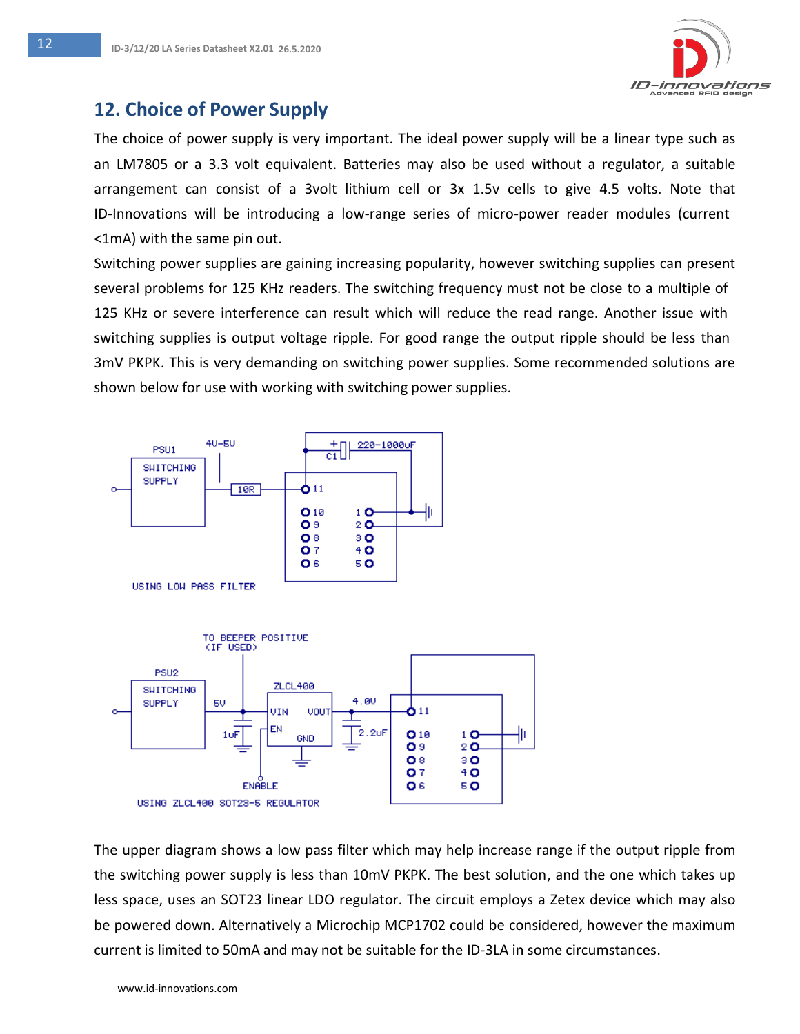## 12. Choice of Power Supply

The choice of power supply is very important. The ideal power supply will be a linear type such as an LM7805 or a 3.3 volt equivalent. Batteries may also be used without a regulator, a suitable arrangement can consist of a 3volt lithium cell or 3x 1.5v cells to give 4.5 volts. Note that ID-Innovations will be introducing a low-range series of micro-power reader modules (current <1mA) with the same pin out.

Switching power supplies are gaining increasing popularity, however switching supplies can present several problems for 125 KHz readers. The switching frequency must not be close to a multiple of 125 KHz or severe interference can result which will reduce the read range. Another issue with switching supplies is output voltage ripple. For good range the output ripple should be less than 3mV PKPK. This is very demanding on switching power supplies. Some recommended solutions are shown below for use with working with switching power supplies.

PSU1 SWITCHING SUPPLY 4V-5V 10R C1 220-1000uF 11 10 9 8 7 6 1 2 3 4 5

USING LOW PASS FILTER

TO BEEPER POSITIVE (IF USED) PSU2 SWITCHING SUPPLY 5V 1uF ZLCL400 VIN VOUT EN GND ENABLE 4.0V 2.2uF 11 10 9 8 7 6 1 2 3 4 5

USING ZLCL400 SOT23-5 REGULATOR

The upper diagram shows a low pass filter which may help increase range if the output ripple from the switching power supply is less than 10mV PKPK. The best solution, and the one which takes up less space, uses an SOT23 linear LDO regulator. The circuit employs a Zetex device which may also be powered down. Alternatively a Microchip MCP1702 could be considered, however the maximum current is limited to 50mA and may not be suitable for the ID-3LA in some circumstances.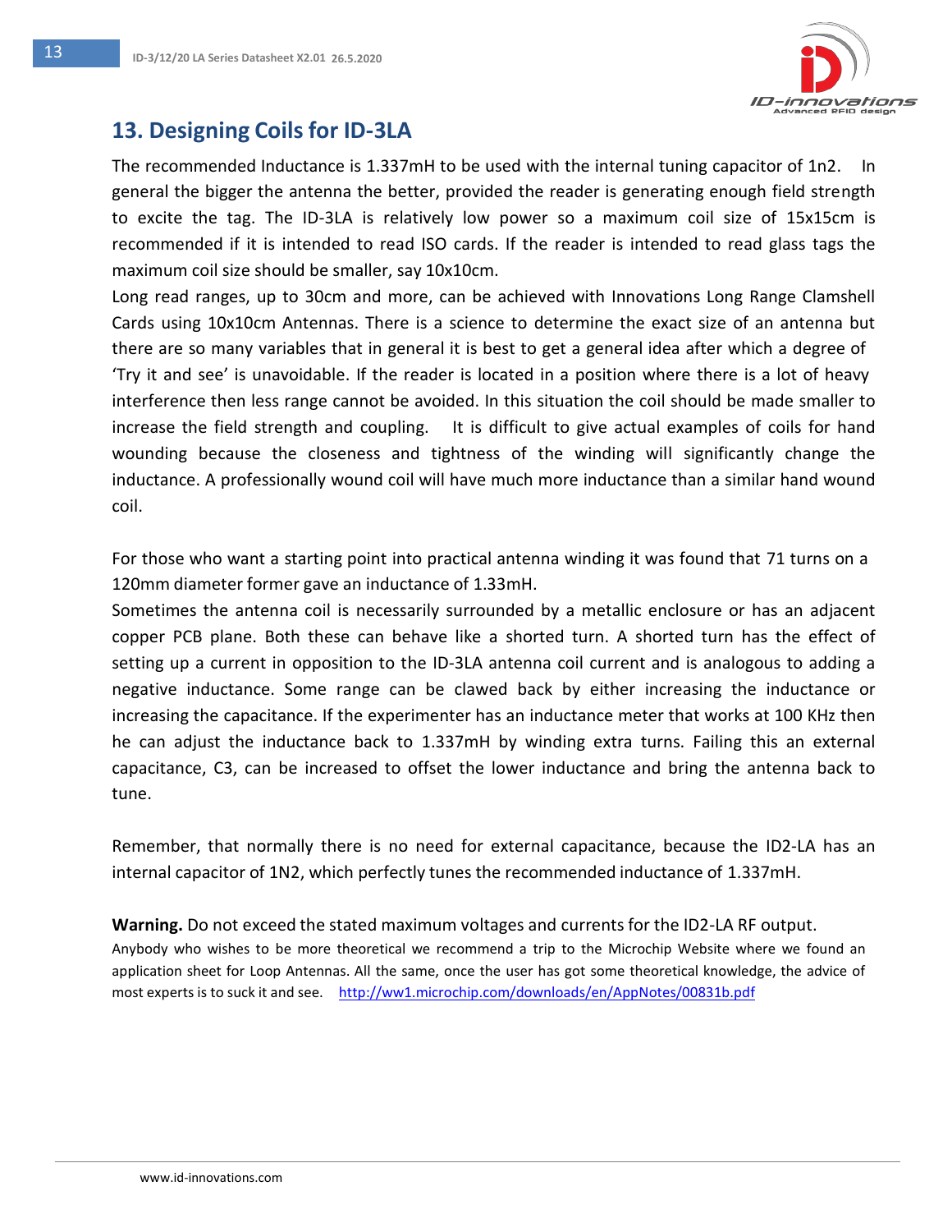## 13. Designing Coils for ID-3LA

The recommended Inductance is 1.337mH to be used with the internal tuning capacitor of 1n2. In general the bigger the antenna the better, provided the reader is generating enough field strength to excite the tag. The ID-3LA is relatively low power so a maximum coil size of 15x15cm is recommended if it is intended to read ISO cards. If the reader is intended to read glass tags the maximum coil size should be smaller, say 10x10cm.

Long read ranges, up to 30cm and more, can be achieved with Innovations Long Range Clamshell Cards using 10x10cm Antennas. There is a science to determine the exact size of an antenna but there are so many variables that in general it is best to get a general idea after which a degree of 'Try it and see' is unavoidable. If the reader is located in a position where there is a lot of heavy interference then less range cannot be avoided. In this situation the coil should be made smaller to increase the field strength and coupling. It is difficult to give actual examples of coils for hand wounding because the closeness and tightness of the winding will significantly change the inductance. A professionally wound coil will have much more inductance than a similar hand wound coil.

For those who want a starting point into practical antenna winding it was found that 71 turns on a 120mm diameter former gave an inductance of 1.33mH.

Sometimes the antenna coil is necessarily surrounded by a metallic enclosure or has an adjacent copper PCB plane. Both these can behave like a shorted turn. A shorted turn has the effect of setting up a current in opposition to the ID-3LA antenna coil current and is analogous to adding a negative inductance. Some range can be clawed back by either increasing the inductance or increasing the capacitance. If the experimenter has an inductance meter that works at 100 KHz then he can adjust the inductance back to 1.337mH by winding extra turns. Failing this an external capacitance, C3, can be increased to offset the lower inductance and bring the antenna back to tune.

Remember, that normally there is no need for external capacitance, because the ID2-LA has an internal capacitor of 1N2, which perfectly tunes the recommended inductance of 1.337mH.

**Warning.** Do not exceed the stated maximum voltages and currents for the ID2-LA RF output.

Anybody who wishes to be more theoretical we recommend a trip to the Microchip Website where we found an application sheet for Loop Antennas. All the same, once the user has got some theoretical knowledge, the advice of most experts is to suck it and see. http://ww1.microchip.com/downloads/en/AppNotes/00831b.pdf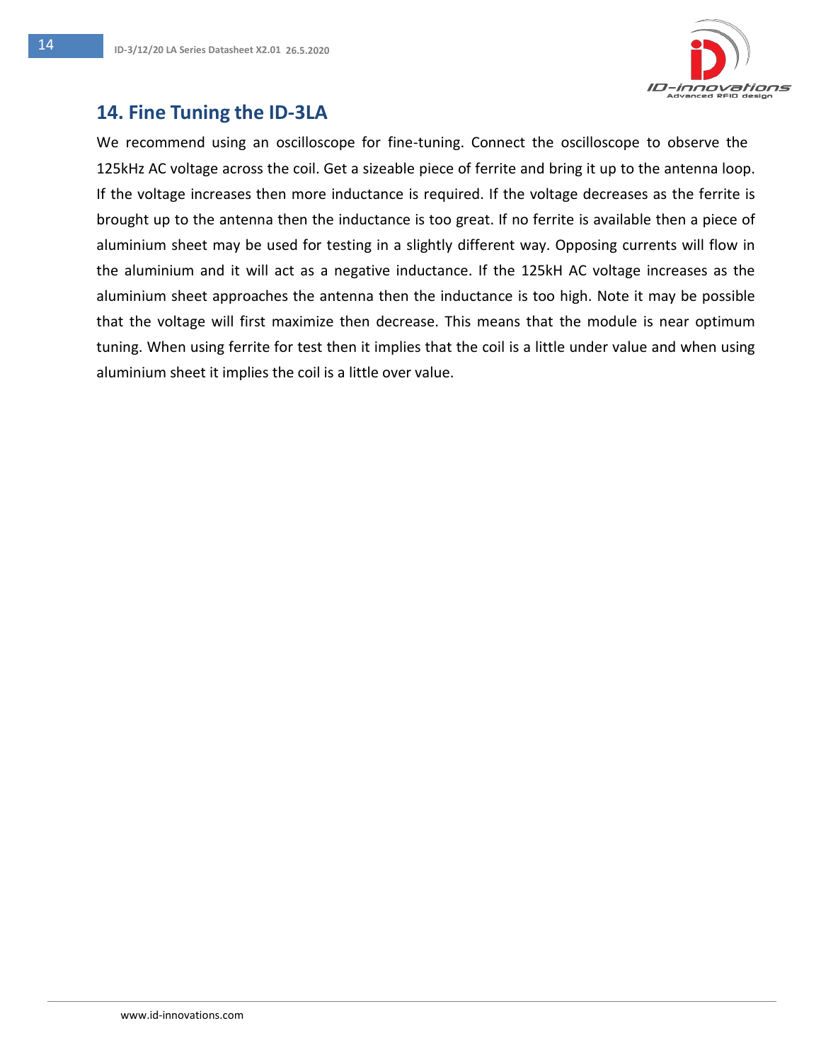## 14. Fine Tuning the ID-3LA

We recommend using an oscilloscope for fine-tuning. Connect the oscilloscope to observe the 125kHz AC voltage across the coil. Get a sizeable piece of ferrite and bring it up to the antenna loop. If the voltage increases then more inductance is required. If the voltage decreases as the ferrite is brought up to the antenna then the inductance is too great. If no ferrite is available then a piece of aluminium sheet may be used for testing in a slightly different way. Opposing currents will flow in the aluminium and it will act as a negative inductance. If the 125kH AC voltage increases as the aluminium sheet approaches the antenna then the inductance is too high. Note it may be possible that the voltage will first maximize then decrease. This means that the module is near optimum tuning. When using ferrite for test then it implies that the coil is a little under value and when using aluminium sheet it implies the coil is a little over value.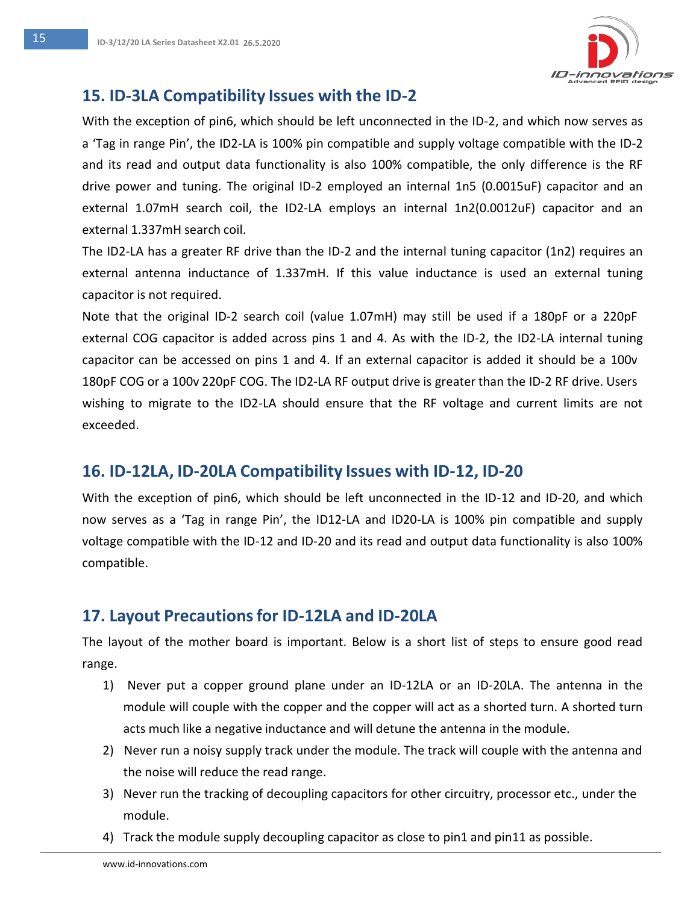## 15. ID-3LA Compatibility Issues with the ID-2

With the exception of pin6, which should be left unconnected in the ID-2, and which now serves as a 'Tag in range Pin', the ID2-LA is 100% pin compatible and supply voltage compatible with the ID-2 and its read and output data functionality is also 100% compatible, the only difference is the RF drive power and tuning. The original ID-2 employed an internal 1n5 (0.0015uF) capacitor and an external 1.07mH search coil, the ID2-LA employs an internal 1n2(0.0012uF) capacitor and an external 1.337mH search coil.

The ID2-LA has a greater RF drive than the ID-2 and the internal tuning capacitor (1n2) requires an external antenna inductance of 1.337mH. If this value inductance is used an external tuning capacitor is not required.

Note that the original ID-2 search coil (value 1.07mH) may still be used if a 180pF or a 220pF external COG capacitor is added across pins 1 and 4. As with the ID-2, the ID2-LA internal tuning capacitor can be accessed on pins 1 and 4. If an external capacitor is added it should be a 100v 180pF COG or a 100v 220pF COG. The ID2-LA RF output drive is greater than the ID-2 RF drive. Users wishing to migrate to the ID2-LA should ensure that the RF voltage and current limits are not exceeded.

## 16. ID-12LA, ID-20LA Compatibility Issues with ID-12, ID-20

With the exception of pin6, which should be left unconnected in the ID-12 and ID-20, and which now serves as a 'Tag in range Pin', the ID12-LA and ID20-LA is 100% pin compatible and supply voltage compatible with the ID-12 and ID-20 and its read and output data functionality is also 100% compatible.

## 17. Layout Precautions for ID-12LA and ID-20LA

The layout of the mother board is important. Below is a short list of steps to ensure good read range.

1) Never put a copper ground plane under an ID-12LA or an ID-20LA. The antenna in the module will couple with the copper and the copper will act as a shorted turn. A shorted turn acts much like a negative inductance and will detune the antenna in the module.
2) Never run a noisy supply track under the module. The track will couple with the antenna and the noise will reduce the read range.
3) Never run the tracking of decoupling capacitors for other circuitry, processor etc., under the module.
4) Track the module supply decoupling capacitor as close to pin1 and pin11 as possible.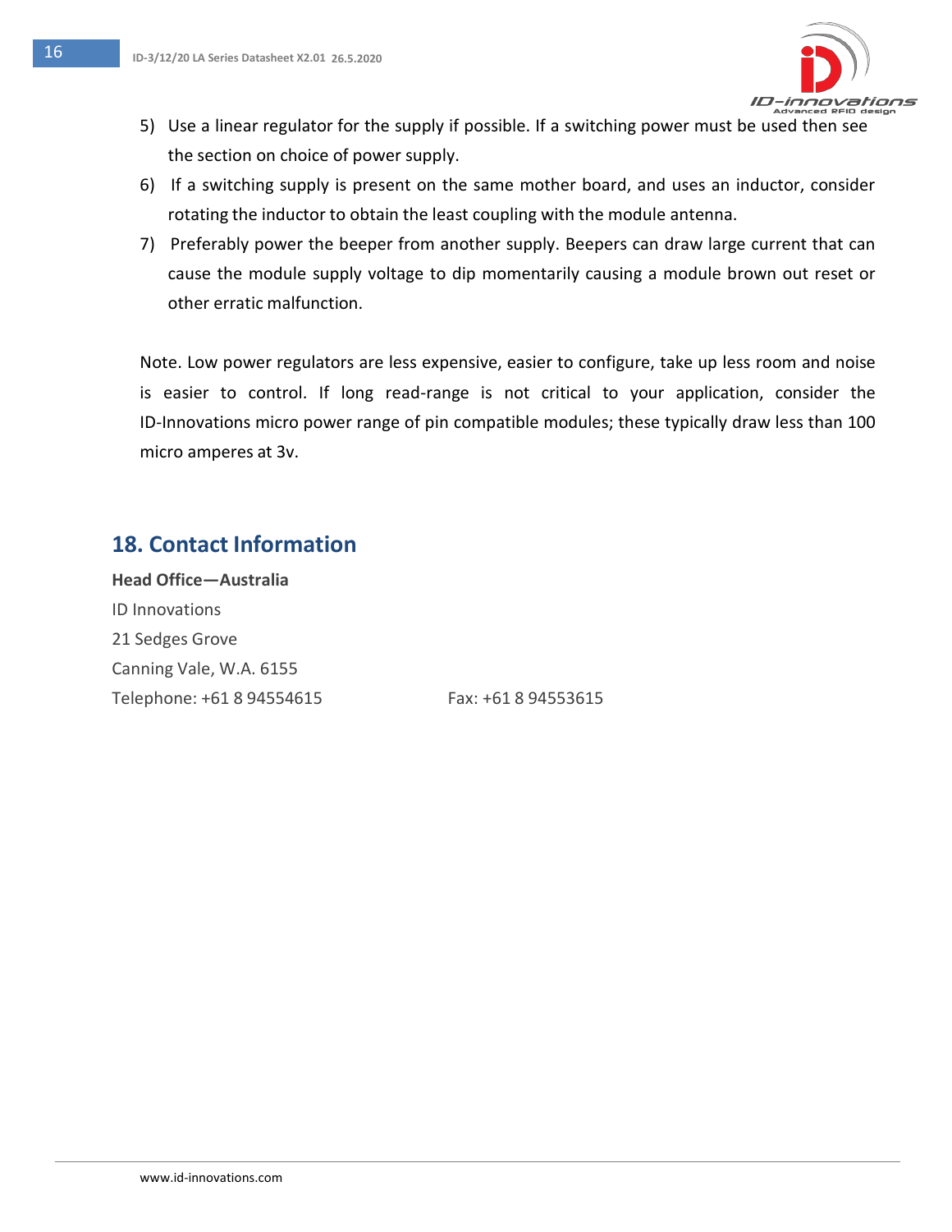5) Use a linear regulator for the supply if possible. If a switching power must be used then see the section on choice of power supply.
6) If a switching supply is present on the same mother board, and uses an inductor, consider rotating the inductor to obtain the least coupling with the module antenna.
7) Preferably power the beeper from another supply. Beepers can draw large current that can cause the module supply voltage to dip momentarily causing a module brown out reset or other erratic malfunction.

Note. Low power regulators are less expensive, easier to configure, take up less room and noise is easier to control. If long read-range is not critical to your application, consider the ID-Innovations micro power range of pin compatible modules; these typically draw less than 100 micro amperes at 3v.

## 18. Contact Information

**Head Office—Australia**
ID Innovations
21 Sedges Grove
Canning Vale, W.A. 6155
Telephone: +61 8 94554615 Fax: +61 8 94553615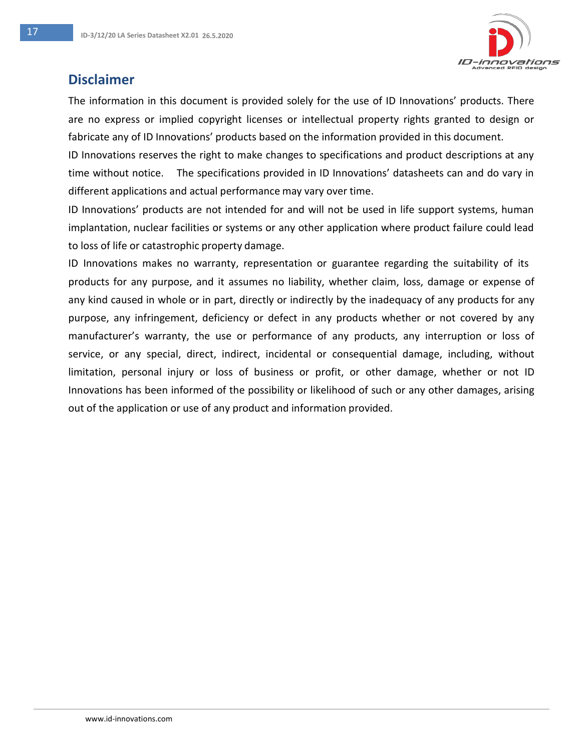## Disclaimer

The information in this document is provided solely for the use of ID Innovations' products. There are no express or implied copyright licenses or intellectual property rights granted to design or fabricate any of ID Innovations' products based on the information provided in this document.

ID Innovations reserves the right to make changes to specifications and product descriptions at any time without notice. The specifications provided in ID Innovations' datasheets can and do vary in different applications and actual performance may vary over time.

ID Innovations' products are not intended for and will not be used in life support systems, human implantation, nuclear facilities or systems or any other application where product failure could lead to loss of life or catastrophic property damage.

ID Innovations makes no warranty, representation or guarantee regarding the suitability of its products for any purpose, and it assumes no liability, whether claim, loss, damage or expense of any kind caused in whole or in part, directly or indirectly by the inadequacy of any products for any purpose, any infringement, deficiency or defect in any products whether or not covered by any manufacturer's warranty, the use or performance of any products, any interruption or loss of service, or any special, direct, indirect, incidental or consequential damage, including, without limitation, personal injury or loss of business or profit, or other damage, whether or not ID Innovations has been informed of the possibility or likelihood of such or any other damages, arising out of the application or use of any product and information provided.